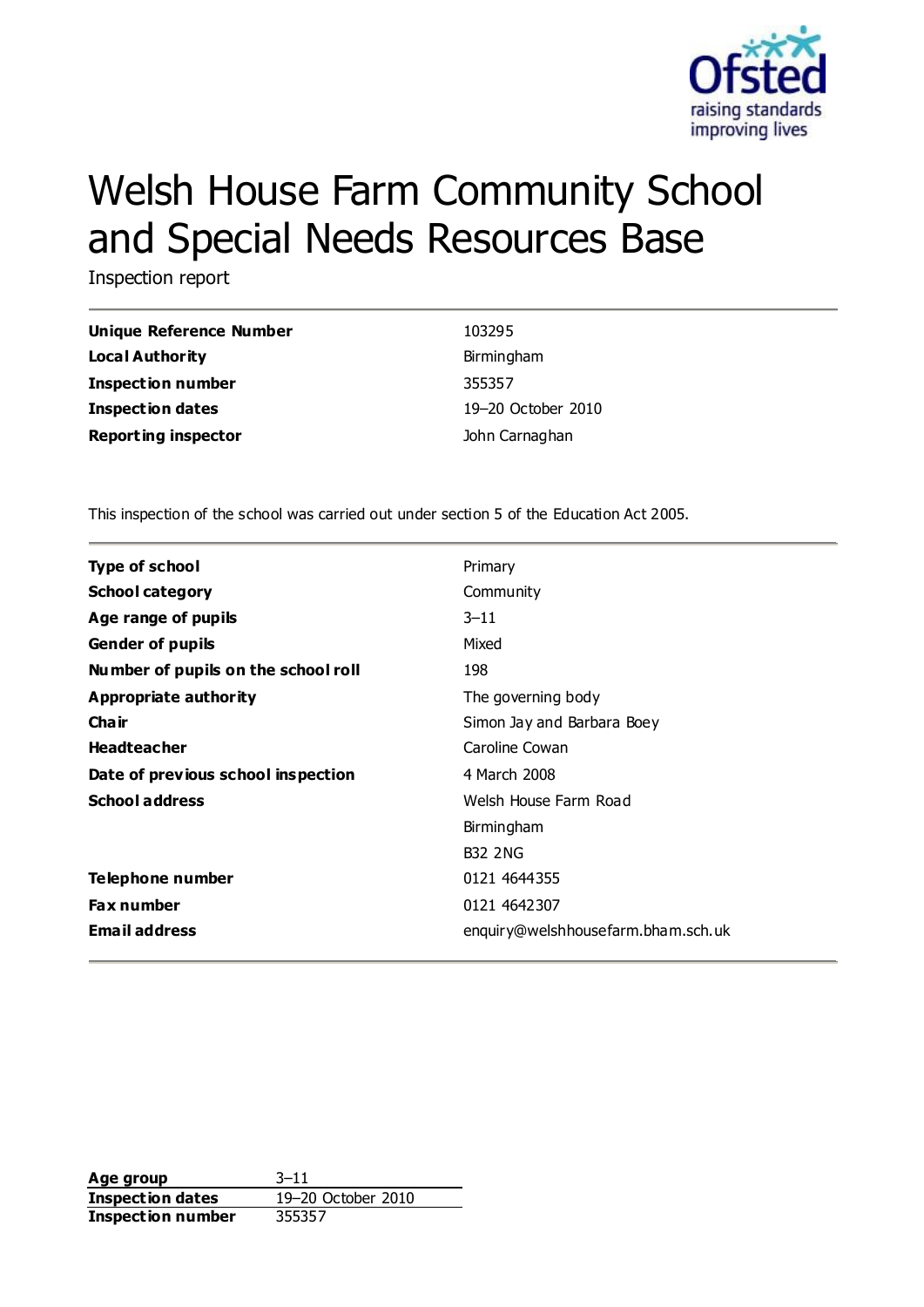# Welsh House Farm Community School and Special Needs Resources Base

Inspection report

| | |
|---|---|
| **Unique Reference Number** | 103295 |
| **Local Authority** | Birmingham |
| **Inspection number** | 355357 |
| **Inspection dates** | 19–20 October 2010 |
| **Reporting inspector** | John Carnaghan |

This inspection of the school was carried out under section 5 of the Education Act 2005.

| | |
|---|---|
| **Type of school** | Primary |
| **School category** | Community |
| **Age range of pupils** | 3–11 |
| **Gender of pupils** | Mixed |
| **Number of pupils on the school roll** | 198 |
| **Appropriate authority** | The governing body |
| **Chair** | Simon Jay and Barbara Boey |
| **Headteacher** | Caroline Cowan |
| **Date of previous school inspection** | 4 March 2008 |
| **School address** | Welsh House Farm Road<br>Birmingham<br>B32 2NG |
| **Telephone number** | 0121 4644355 |
| **Fax number** | 0121 4642307 |
| **Email address** | enquiry@welshhousefarm.bham.sch.uk |

| | |
|---|---|
| **Age group** | 3–11 |
| **Inspection dates** | 19–20 October 2010 |
| **Inspection number** | 355357 |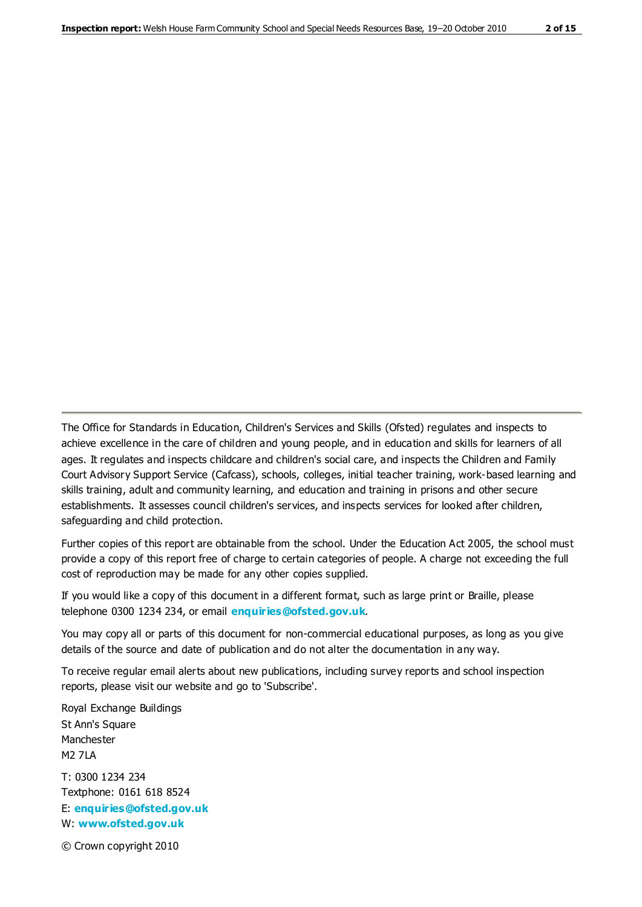The Office for Standards in Education, Children's Services and Skills (Ofsted) regulates and inspects to achieve excellence in the care of children and young people, and in education and skills for learners of all ages. It regulates and inspects childcare and children's social care, and inspects the Children and Family Court Advisory Support Service (Cafcass), schools, colleges, initial teacher training, work-based learning and skills training, adult and community learning, and education and training in prisons and other secure establishments. It assesses council children's services, and inspects services for looked after children, safeguarding and child protection.

Further copies of this report are obtainable from the school. Under the Education Act 2005, the school must provide a copy of this report free of charge to certain categories of people. A charge not exceeding the full cost of reproduction may be made for any other copies supplied.

If you would like a copy of this document in a different format, such as large print or Braille, please telephone 0300 1234 234, or email **enquiries@ofsted.gov.uk**.

You may copy all or parts of this document for non-commercial educational purposes, as long as you give details of the source and date of publication and do not alter the documentation in any way.

To receive regular email alerts about new publications, including survey reports and school inspection reports, please visit our website and go to 'Subscribe'.

Royal Exchange Buildings
St Ann's Square
Manchester
M2 7LA

T: 0300 1234 234
Textphone: 0161 618 8524
E: **enquiries@ofsted.gov.uk**
W: **www.ofsted.gov.uk**

© Crown copyright 2010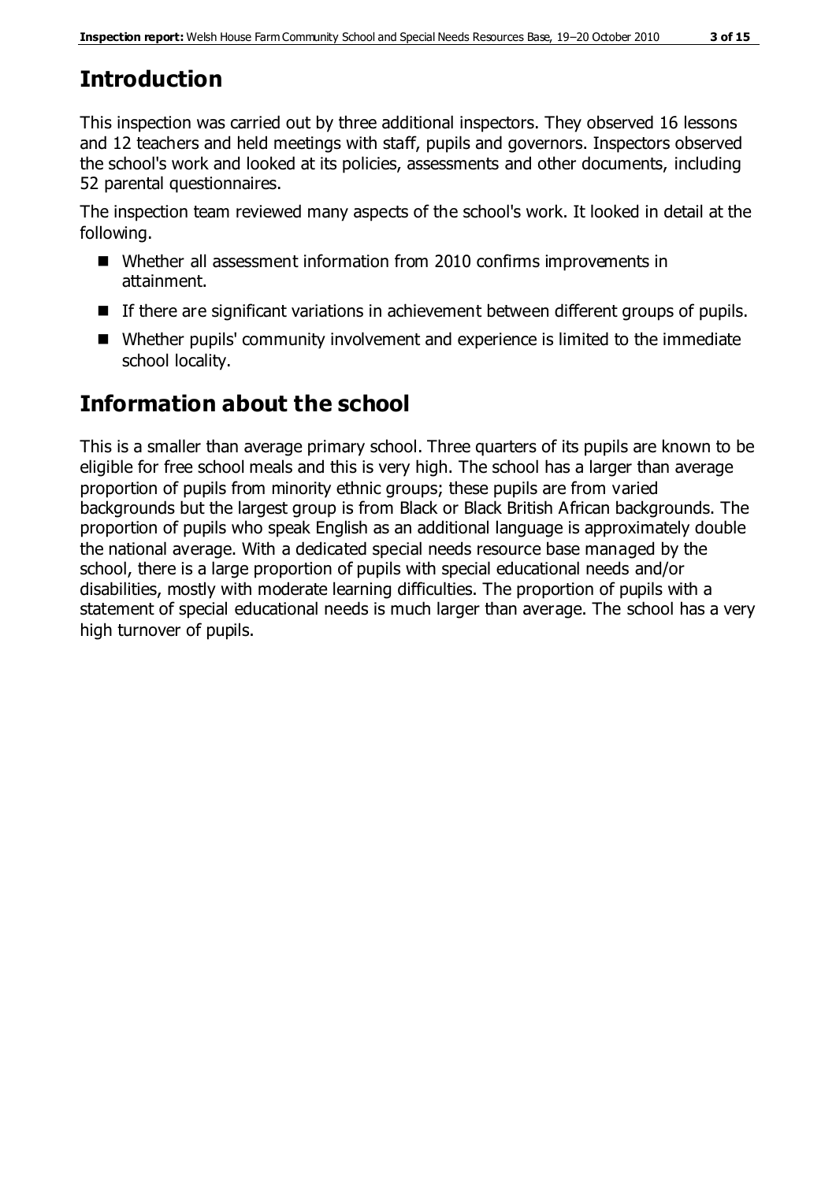## Introduction

This inspection was carried out by three additional inspectors. They observed 16 lessons and 12 teachers and held meetings with staff, pupils and governors. Inspectors observed the school's work and looked at its policies, assessments and other documents, including 52 parental questionnaires.

The inspection team reviewed many aspects of the school's work. It looked in detail at the following.

- Whether all assessment information from 2010 confirms improvements in attainment.
- If there are significant variations in achievement between different groups of pupils.
- Whether pupils' community involvement and experience is limited to the immediate school locality.

## Information about the school

This is a smaller than average primary school. Three quarters of its pupils are known to be eligible for free school meals and this is very high. The school has a larger than average proportion of pupils from minority ethnic groups; these pupils are from varied backgrounds but the largest group is from Black or Black British African backgrounds. The proportion of pupils who speak English as an additional language is approximately double the national average. With a dedicated special needs resource base managed by the school, there is a large proportion of pupils with special educational needs and/or disabilities, mostly with moderate learning difficulties. The proportion of pupils with a statement of special educational needs is much larger than average. The school has a very high turnover of pupils.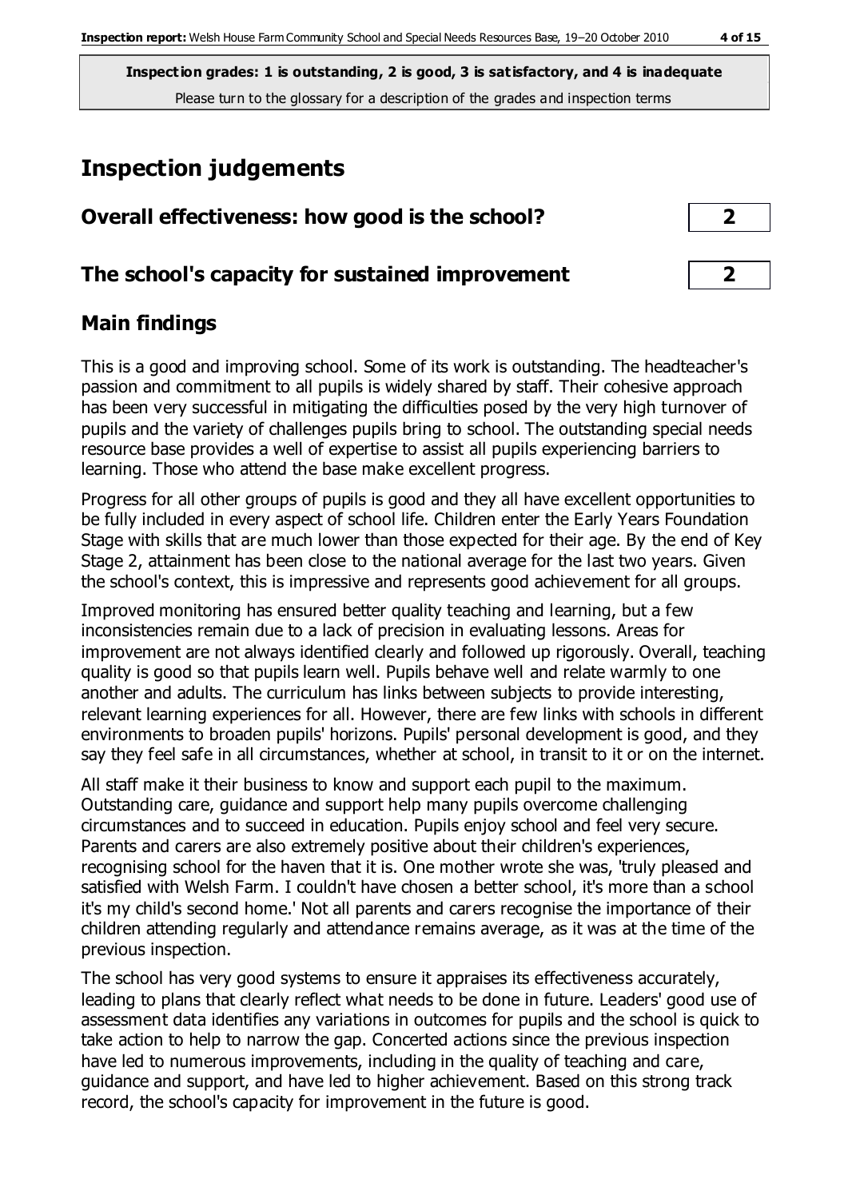**Inspection grades: 1 is outstanding, 2 is good, 3 is satisfactory, and 4 is inadequate**
Please turn to the glossary for a description of the grades and inspection terms

# Inspection judgements

## Overall effectiveness: how good is the school? 2

## The school's capacity for sustained improvement 2

## Main findings

This is a good and improving school. Some of its work is outstanding. The headteacher's passion and commitment to all pupils is widely shared by staff. Their cohesive approach has been very successful in mitigating the difficulties posed by the very high turnover of pupils and the variety of challenges pupils bring to school. The outstanding special needs resource base provides a well of expertise to assist all pupils experiencing barriers to learning. Those who attend the base make excellent progress.

Progress for all other groups of pupils is good and they all have excellent opportunities to be fully included in every aspect of school life. Children enter the Early Years Foundation Stage with skills that are much lower than those expected for their age. By the end of Key Stage 2, attainment has been close to the national average for the last two years. Given the school's context, this is impressive and represents good achievement for all groups.

Improved monitoring has ensured better quality teaching and learning, but a few inconsistencies remain due to a lack of precision in evaluating lessons. Areas for improvement are not always identified clearly and followed up rigorously. Overall, teaching quality is good so that pupils learn well. Pupils behave well and relate warmly to one another and adults. The curriculum has links between subjects to provide interesting, relevant learning experiences for all. However, there are few links with schools in different environments to broaden pupils' horizons. Pupils' personal development is good, and they say they feel safe in all circumstances, whether at school, in transit to it or on the internet.

All staff make it their business to know and support each pupil to the maximum. Outstanding care, guidance and support help many pupils overcome challenging circumstances and to succeed in education. Pupils enjoy school and feel very secure. Parents and carers are also extremely positive about their children's experiences, recognising school for the haven that it is. One mother wrote she was, 'truly pleased and satisfied with Welsh Farm. I couldn't have chosen a better school, it's more than a school it's my child's second home.' Not all parents and carers recognise the importance of their children attending regularly and attendance remains average, as it was at the time of the previous inspection.

The school has very good systems to ensure it appraises its effectiveness accurately, leading to plans that clearly reflect what needs to be done in future. Leaders' good use of assessment data identifies any variations in outcomes for pupils and the school is quick to take action to help to narrow the gap. Concerted actions since the previous inspection have led to numerous improvements, including in the quality of teaching and care, guidance and support, and have led to higher achievement. Based on this strong track record, the school's capacity for improvement in the future is good.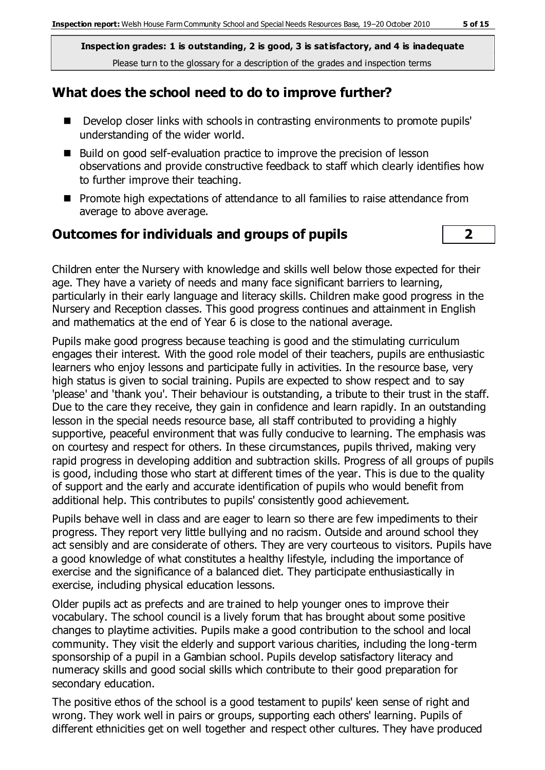Inspection grades: 1 is outstanding, 2 is good, 3 is satisfactory, and 4 is inadequate
Please turn to the glossary for a description of the grades and inspection terms

## What does the school need to do to improve further?

- Develop closer links with schools in contrasting environments to promote pupils' understanding of the wider world.
- Build on good self-evaluation practice to improve the precision of lesson observations and provide constructive feedback to staff which clearly identifies how to further improve their teaching.
- Promote high expectations of attendance to all families to raise attendance from average to above average.

## Outcomes for individuals and groups of pupils — 2

Children enter the Nursery with knowledge and skills well below those expected for their age. They have a variety of needs and many face significant barriers to learning, particularly in their early language and literacy skills. Children make good progress in the Nursery and Reception classes. This good progress continues and attainment in English and mathematics at the end of Year 6 is close to the national average.

Pupils make good progress because teaching is good and the stimulating curriculum engages their interest. With the good role model of their teachers, pupils are enthusiastic learners who enjoy lessons and participate fully in activities. In the resource base, very high status is given to social training. Pupils are expected to show respect and to say 'please' and 'thank you'. Their behaviour is outstanding, a tribute to their trust in the staff. Due to the care they receive, they gain in confidence and learn rapidly. In an outstanding lesson in the special needs resource base, all staff contributed to providing a highly supportive, peaceful environment that was fully conducive to learning. The emphasis was on courtesy and respect for others. In these circumstances, pupils thrived, making very rapid progress in developing addition and subtraction skills. Progress of all groups of pupils is good, including those who start at different times of the year. This is due to the quality of support and the early and accurate identification of pupils who would benefit from additional help. This contributes to pupils' consistently good achievement.

Pupils behave well in class and are eager to learn so there are few impediments to their progress. They report very little bullying and no racism. Outside and around school they act sensibly and are considerate of others. They are very courteous to visitors. Pupils have a good knowledge of what constitutes a healthy lifestyle, including the importance of exercise and the significance of a balanced diet. They participate enthusiastically in exercise, including physical education lessons.

Older pupils act as prefects and are trained to help younger ones to improve their vocabulary. The school council is a lively forum that has brought about some positive changes to playtime activities. Pupils make a good contribution to the school and local community. They visit the elderly and support various charities, including the long-term sponsorship of a pupil in a Gambian school. Pupils develop satisfactory literacy and numeracy skills and good social skills which contribute to their good preparation for secondary education.

The positive ethos of the school is a good testament to pupils' keen sense of right and wrong. They work well in pairs or groups, supporting each others' learning. Pupils of different ethnicities get on well together and respect other cultures. They have produced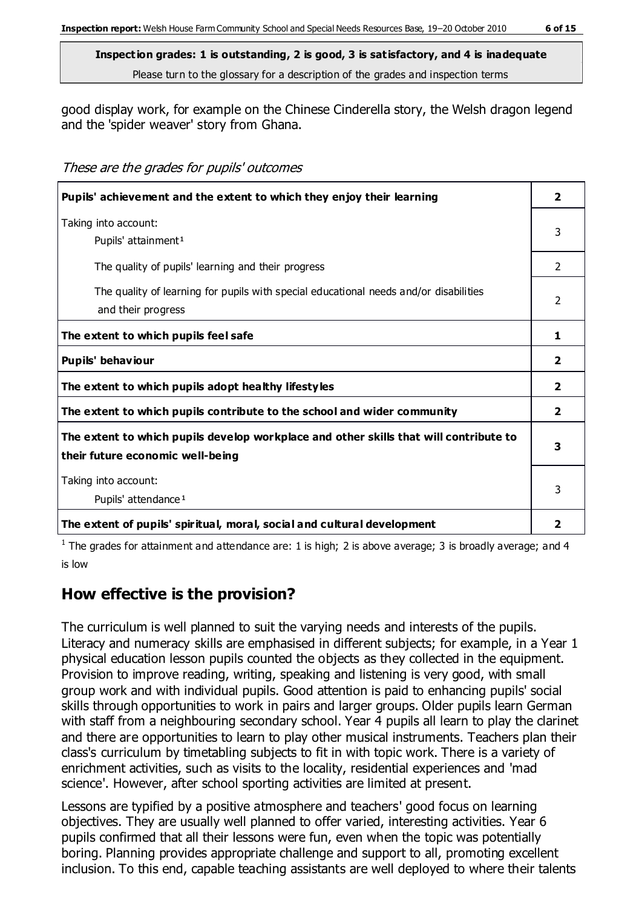good display work, for example on the Chinese Cinderella story, the Welsh dragon legend and the 'spider weaver' story from Ghana.

*These are the grades for pupils' outcomes*

| | |
|---|---|
| **Pupils' achievement and the extent to which they enjoy their learning** | **2** |
| Taking into account:<br>Pupils' attainment[1] | 3 |
| The quality of pupils' learning and their progress | 2 |
| The quality of learning for pupils with special educational needs and/or disabilities and their progress | 2 |
| **The extent to which pupils feel safe** | **1** |
| **Pupils' behaviour** | **2** |
| **The extent to which pupils adopt healthy lifestyles** | **2** |
| **The extent to which pupils contribute to the school and wider community** | **2** |
| **The extent to which pupils develop workplace and other skills that will contribute to their future economic well-being** | **3** |
| Taking into account:<br>Pupils' attendance[1] | 3 |
| **The extent of pupils' spiritual, moral, social and cultural development** | **2** |

[1] The grades for attainment and attendance are: 1 is high; 2 is above average; 3 is broadly average; and 4 is low

## How effective is the provision?

The curriculum is well planned to suit the varying needs and interests of the pupils. Literacy and numeracy skills are emphasised in different subjects; for example, in a Year 1 physical education lesson pupils counted the objects as they collected in the equipment. Provision to improve reading, writing, speaking and listening is very good, with small group work and with individual pupils. Good attention is paid to enhancing pupils' social skills through opportunities to work in pairs and larger groups. Older pupils learn German with staff from a neighbouring secondary school. Year 4 pupils all learn to play the clarinet and there are opportunities to learn to play other musical instruments. Teachers plan their class's curriculum by timetabling subjects to fit in with topic work. There is a variety of enrichment activities, such as visits to the locality, residential experiences and 'mad science'. However, after school sporting activities are limited at present.

Lessons are typified by a positive atmosphere and teachers' good focus on learning objectives. They are usually well planned to offer varied, interesting activities. Year 6 pupils confirmed that all their lessons were fun, even when the topic was potentially boring. Planning provides appropriate challenge and support to all, promoting excellent inclusion. To this end, capable teaching assistants are well deployed to where their talents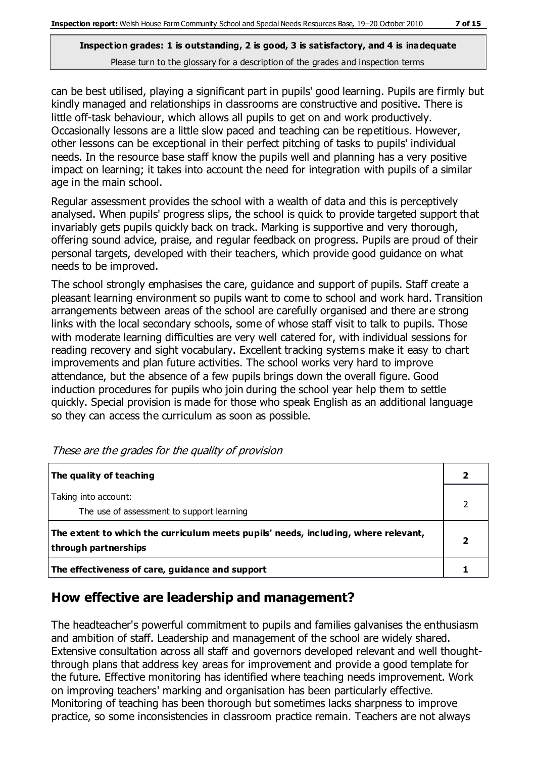**Inspection grades: 1 is outstanding, 2 is good, 3 is satisfactory, and 4 is inadequate**
Please turn to the glossary for a description of the grades and inspection terms

can be best utilised, playing a significant part in pupils' good learning. Pupils are firmly but kindly managed and relationships in classrooms are constructive and positive. There is little off-task behaviour, which allows all pupils to get on and work productively. Occasionally lessons are a little slow paced and teaching can be repetitious. However, other lessons can be exceptional in their perfect pitching of tasks to pupils' individual needs. In the resource base staff know the pupils well and planning has a very positive impact on learning; it takes into account the need for integration with pupils of a similar age in the main school.

Regular assessment provides the school with a wealth of data and this is perceptively analysed. When pupils' progress slips, the school is quick to provide targeted support that invariably gets pupils quickly back on track. Marking is supportive and very thorough, offering sound advice, praise, and regular feedback on progress. Pupils are proud of their personal targets, developed with their teachers, which provide good guidance on what needs to be improved.

The school strongly emphasises the care, guidance and support of pupils. Staff create a pleasant learning environment so pupils want to come to school and work hard. Transition arrangements between areas of the school are carefully organised and there are strong links with the local secondary schools, some of whose staff visit to talk to pupils. Those with moderate learning difficulties are very well catered for, with individual sessions for reading recovery and sight vocabulary. Excellent tracking systems make it easy to chart improvements and plan future activities. The school works very hard to improve attendance, but the absence of a few pupils brings down the overall figure. Good induction procedures for pupils who join during the school year help them to settle quickly. Special provision is made for those who speak English as an additional language so they can access the curriculum as soon as possible.

*These are the grades for the quality of provision*

| | |
|---|---|
| **The quality of teaching** | **2** |
| Taking into account:<br>The use of assessment to support learning | 2 |
| **The extent to which the curriculum meets pupils' needs, including, where relevant, through partnerships** | **2** |
| **The effectiveness of care, guidance and support** | **1** |

## How effective are leadership and management?

The headteacher's powerful commitment to pupils and families galvanises the enthusiasm and ambition of staff. Leadership and management of the school are widely shared. Extensive consultation across all staff and governors developed relevant and well thought-through plans that address key areas for improvement and provide a good template for the future. Effective monitoring has identified where teaching needs improvement. Work on improving teachers' marking and organisation has been particularly effective. Monitoring of teaching has been thorough but sometimes lacks sharpness to improve practice, so some inconsistencies in classroom practice remain. Teachers are not always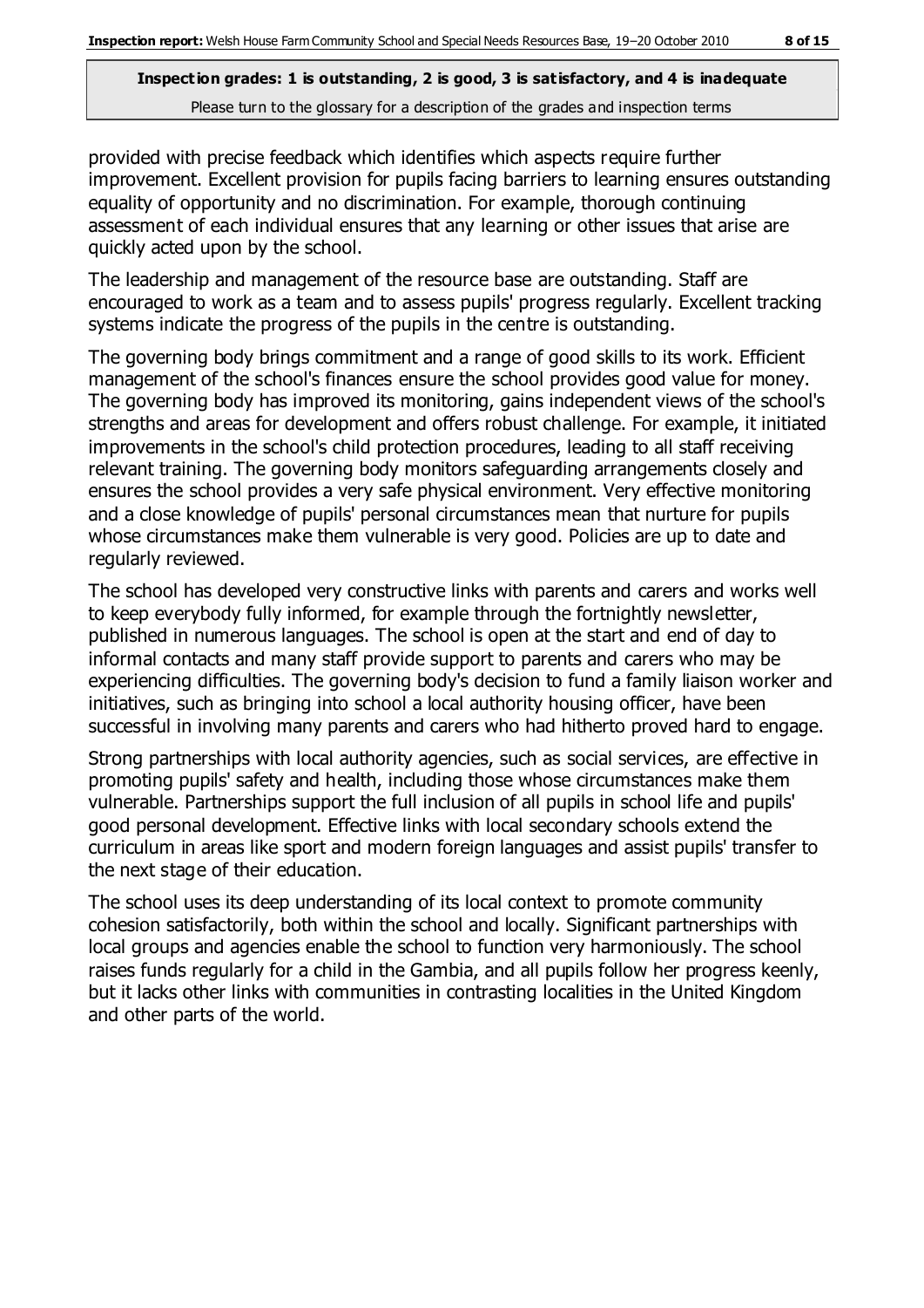provided with precise feedback which identifies which aspects require further improvement. Excellent provision for pupils facing barriers to learning ensures outstanding equality of opportunity and no discrimination. For example, thorough continuing assessment of each individual ensures that any learning or other issues that arise are quickly acted upon by the school.

The leadership and management of the resource base are outstanding. Staff are encouraged to work as a team and to assess pupils' progress regularly. Excellent tracking systems indicate the progress of the pupils in the centre is outstanding.

The governing body brings commitment and a range of good skills to its work. Efficient management of the school's finances ensure the school provides good value for money. The governing body has improved its monitoring, gains independent views of the school's strengths and areas for development and offers robust challenge. For example, it initiated improvements in the school's child protection procedures, leading to all staff receiving relevant training. The governing body monitors safeguarding arrangements closely and ensures the school provides a very safe physical environment. Very effective monitoring and a close knowledge of pupils' personal circumstances mean that nurture for pupils whose circumstances make them vulnerable is very good. Policies are up to date and regularly reviewed.

The school has developed very constructive links with parents and carers and works well to keep everybody fully informed, for example through the fortnightly newsletter, published in numerous languages. The school is open at the start and end of day to informal contacts and many staff provide support to parents and carers who may be experiencing difficulties. The governing body's decision to fund a family liaison worker and initiatives, such as bringing into school a local authority housing officer, have been successful in involving many parents and carers who had hitherto proved hard to engage.

Strong partnerships with local authority agencies, such as social services, are effective in promoting pupils' safety and health, including those whose circumstances make them vulnerable. Partnerships support the full inclusion of all pupils in school life and pupils' good personal development. Effective links with local secondary schools extend the curriculum in areas like sport and modern foreign languages and assist pupils' transfer to the next stage of their education.

The school uses its deep understanding of its local context to promote community cohesion satisfactorily, both within the school and locally. Significant partnerships with local groups and agencies enable the school to function very harmoniously. The school raises funds regularly for a child in the Gambia, and all pupils follow her progress keenly, but it lacks other links with communities in contrasting localities in the United Kingdom and other parts of the world.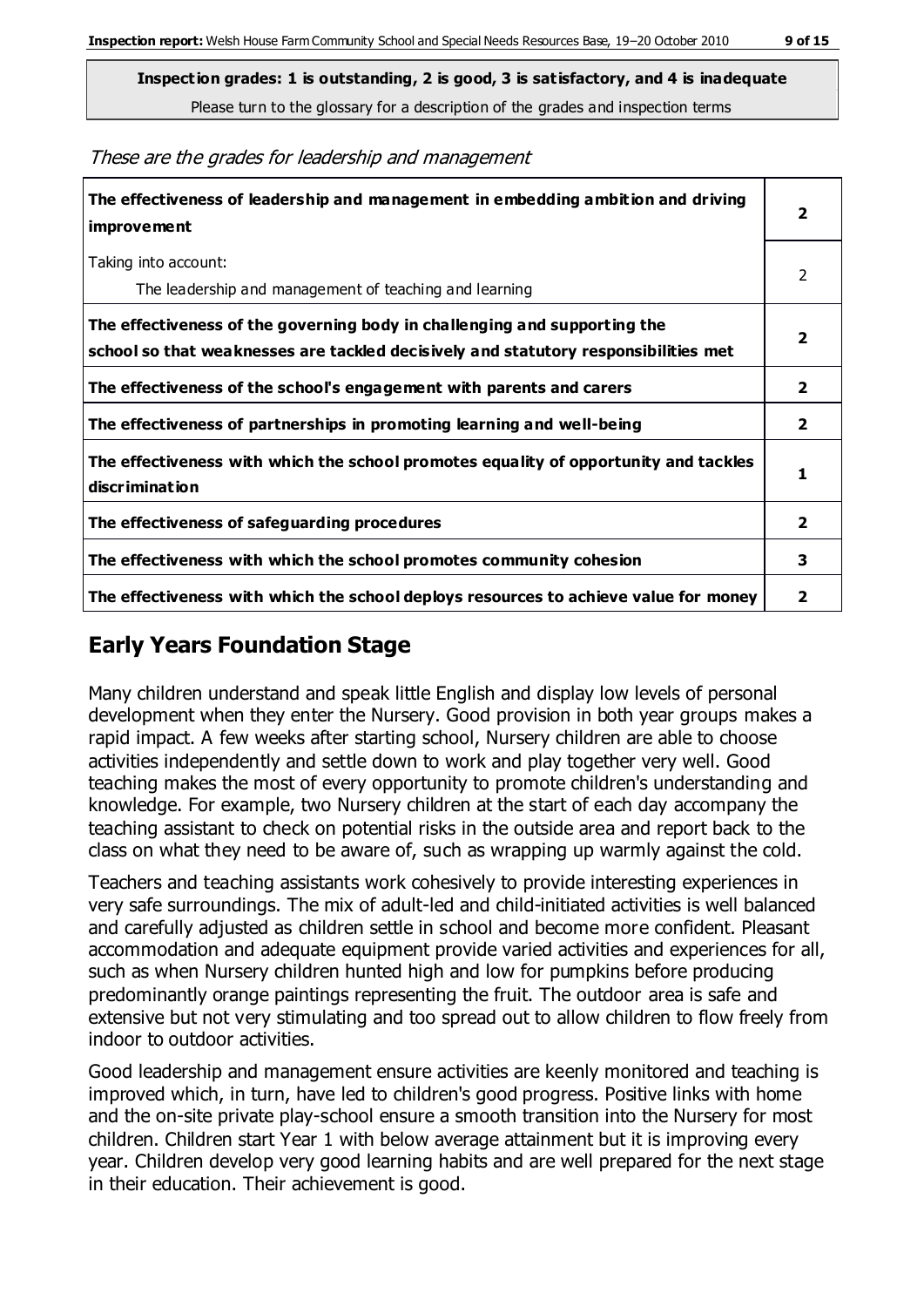**Inspection grades: 1 is outstanding, 2 is good, 3 is satisfactory, and 4 is inadequate**

Please turn to the glossary for a description of the grades and inspection terms

*These are the grades for leadership and management*

| | |
|---|---|
| **The effectiveness of leadership and management in embedding ambition and driving improvement** | **2** |
| Taking into account: The leadership and management of teaching and learning | 2 |
| **The effectiveness of the governing body in challenging and supporting the school so that weaknesses are tackled decisively and statutory responsibilities met** | **2** |
| **The effectiveness of the school's engagement with parents and carers** | **2** |
| **The effectiveness of partnerships in promoting learning and well-being** | **2** |
| **The effectiveness with which the school promotes equality of opportunity and tackles discrimination** | **1** |
| **The effectiveness of safeguarding procedures** | **2** |
| **The effectiveness with which the school promotes community cohesion** | **3** |
| **The effectiveness with which the school deploys resources to achieve value for money** | **2** |

## Early Years Foundation Stage

Many children understand and speak little English and display low levels of personal development when they enter the Nursery. Good provision in both year groups makes a rapid impact. A few weeks after starting school, Nursery children are able to choose activities independently and settle down to work and play together very well. Good teaching makes the most of every opportunity to promote children's understanding and knowledge. For example, two Nursery children at the start of each day accompany the teaching assistant to check on potential risks in the outside area and report back to the class on what they need to be aware of, such as wrapping up warmly against the cold.

Teachers and teaching assistants work cohesively to provide interesting experiences in very safe surroundings. The mix of adult-led and child-initiated activities is well balanced and carefully adjusted as children settle in school and become more confident. Pleasant accommodation and adequate equipment provide varied activities and experiences for all, such as when Nursery children hunted high and low for pumpkins before producing predominantly orange paintings representing the fruit. The outdoor area is safe and extensive but not very stimulating and too spread out to allow children to flow freely from indoor to outdoor activities.

Good leadership and management ensure activities are keenly monitored and teaching is improved which, in turn, have led to children's good progress. Positive links with home and the on-site private play-school ensure a smooth transition into the Nursery for most children. Children start Year 1 with below average attainment but it is improving every year. Children develop very good learning habits and are well prepared for the next stage in their education. Their achievement is good.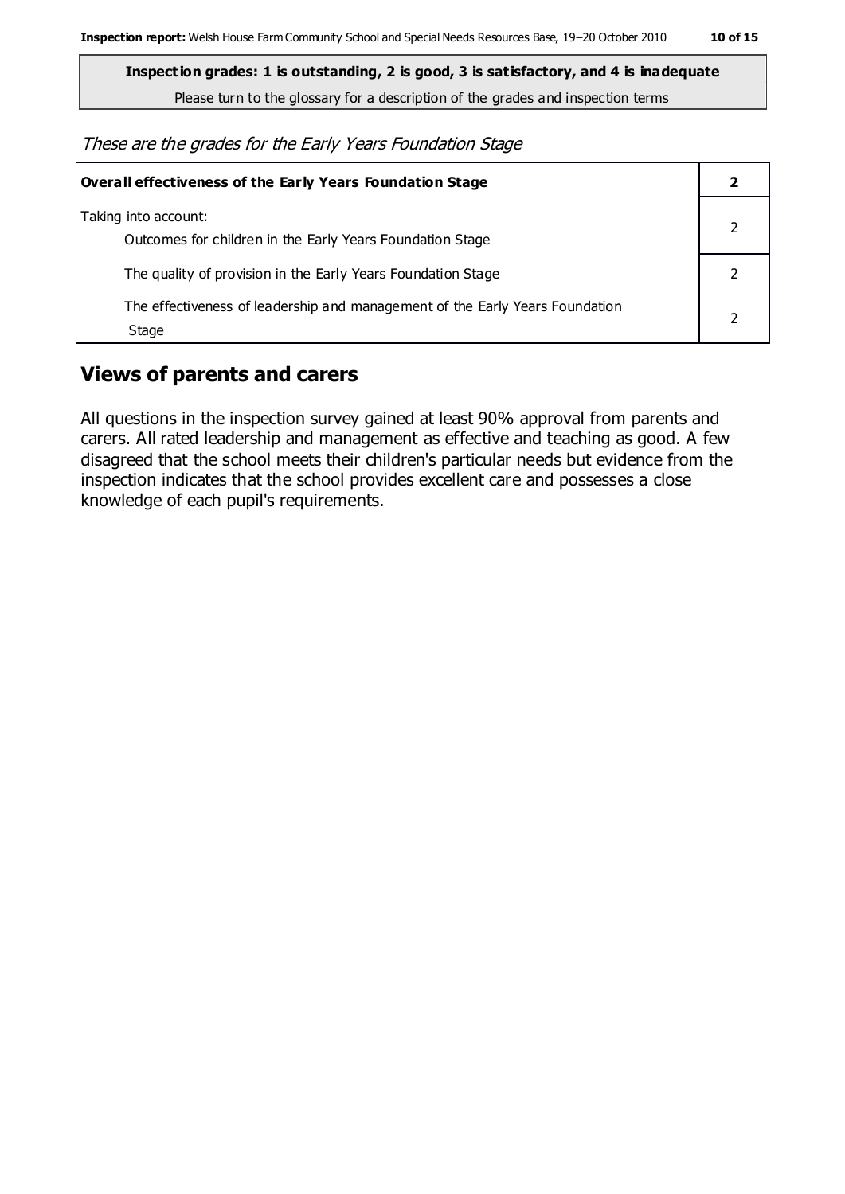**Inspection grades: 1 is outstanding, 2 is good, 3 is satisfactory, and 4 is inadequate**

Please turn to the glossary for a description of the grades and inspection terms

*These are the grades for the Early Years Foundation Stage*

| **Overall effectiveness of the Early Years Foundation Stage** | **2** |
|---|---|
| Taking into account:<br>Outcomes for children in the Early Years Foundation Stage | 2 |
| The quality of provision in the Early Years Foundation Stage | 2 |
| The effectiveness of leadership and management of the Early Years Foundation Stage | 2 |

## Views of parents and carers

All questions in the inspection survey gained at least 90% approval from parents and carers. All rated leadership and management as effective and teaching as good. A few disagreed that the school meets their children's particular needs but evidence from the inspection indicates that the school provides excellent care and possesses a close knowledge of each pupil's requirements.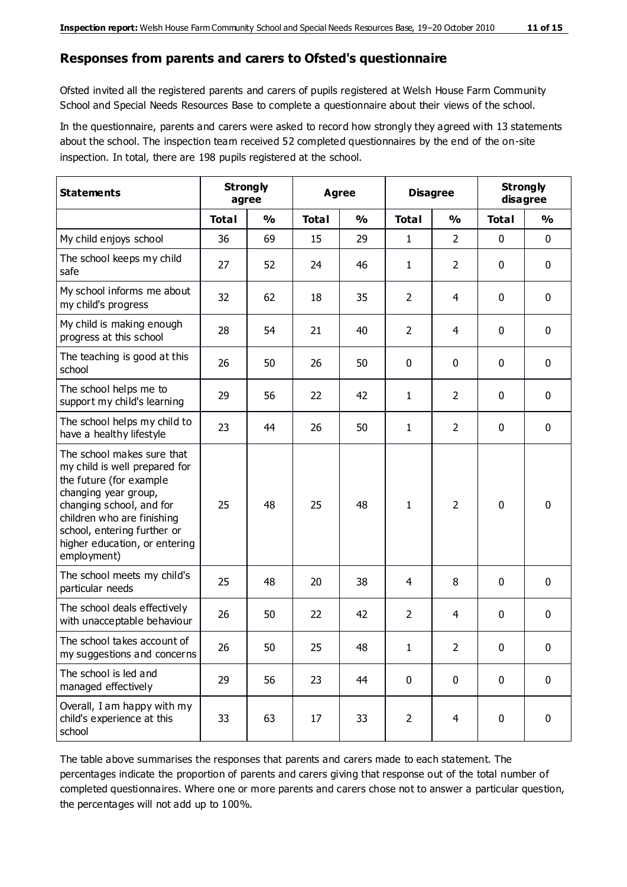## Responses from parents and carers to Ofsted's questionnaire

Ofsted invited all the registered parents and carers of pupils registered at Welsh House Farm Community School and Special Needs Resources Base to complete a questionnaire about their views of the school.

In the questionnaire, parents and carers were asked to record how strongly they agreed with 13 statements about the school. The inspection team received 52 completed questionnaires by the end of the on-site inspection. In total, there are 198 pupils registered at the school.

| Statements | Strongly agree | | Agree | | Disagree | | Strongly disagree | |
|---|---|---|---|---|---|---|---|---|
| | Total | % | Total | % | Total | % | Total | % |
| My child enjoys school | 36 | 69 | 15 | 29 | 1 | 2 | 0 | 0 |
| The school keeps my child safe | 27 | 52 | 24 | 46 | 1 | 2 | 0 | 0 |
| My school informs me about my child's progress | 32 | 62 | 18 | 35 | 2 | 4 | 0 | 0 |
| My child is making enough progress at this school | 28 | 54 | 21 | 40 | 2 | 4 | 0 | 0 |
| The teaching is good at this school | 26 | 50 | 26 | 50 | 0 | 0 | 0 | 0 |
| The school helps me to support my child's learning | 29 | 56 | 22 | 42 | 1 | 2 | 0 | 0 |
| The school helps my child to have a healthy lifestyle | 23 | 44 | 26 | 50 | 1 | 2 | 0 | 0 |
| The school makes sure that my child is well prepared for the future (for example changing year group, changing school, and for children who are finishing school, entering further or higher education, or entering employment) | 25 | 48 | 25 | 48 | 1 | 2 | 0 | 0 |
| The school meets my child's particular needs | 25 | 48 | 20 | 38 | 4 | 8 | 0 | 0 |
| The school deals effectively with unacceptable behaviour | 26 | 50 | 22 | 42 | 2 | 4 | 0 | 0 |
| The school takes account of my suggestions and concerns | 26 | 50 | 25 | 48 | 1 | 2 | 0 | 0 |
| The school is led and managed effectively | 29 | 56 | 23 | 44 | 0 | 0 | 0 | 0 |
| Overall, I am happy with my child's experience at this school | 33 | 63 | 17 | 33 | 2 | 4 | 0 | 0 |

The table above summarises the responses that parents and carers made to each statement. The percentages indicate the proportion of parents and carers giving that response out of the total number of completed questionnaires. Where one or more parents and carers chose not to answer a particular question, the percentages will not add up to 100%.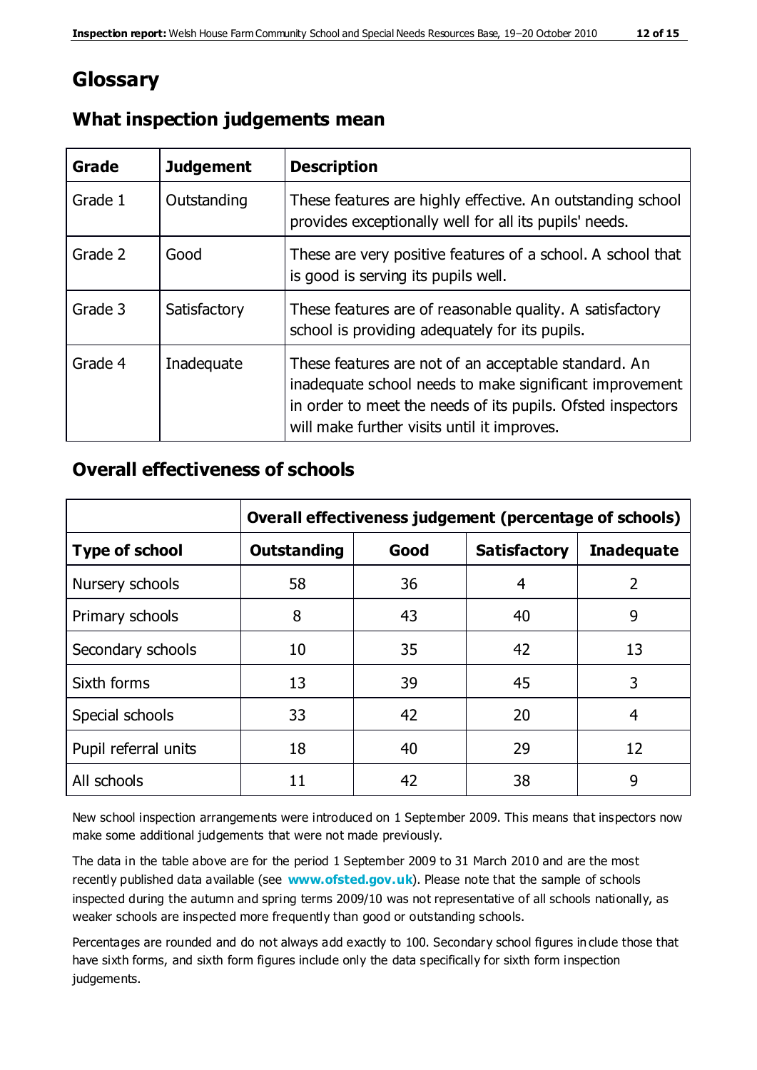# Glossary

## What inspection judgements mean

| Grade | Judgement | Description |
|---|---|---|
| Grade 1 | Outstanding | These features are highly effective. An outstanding school provides exceptionally well for all its pupils' needs. |
| Grade 2 | Good | These are very positive features of a school. A school that is good is serving its pupils well. |
| Grade 3 | Satisfactory | These features are of reasonable quality. A satisfactory school is providing adequately for its pupils. |
| Grade 4 | Inadequate | These features are not of an acceptable standard. An inadequate school needs to make significant improvement in order to meet the needs of its pupils. Ofsted inspectors will make further visits until it improves. |

## Overall effectiveness of schools

| | Overall effectiveness judgement (percentage of schools) | | | |
|---|---|---|---|---|
| **Type of school** | **Outstanding** | **Good** | **Satisfactory** | **Inadequate** |
| Nursery schools | 58 | 36 | 4 | 2 |
| Primary schools | 8 | 43 | 40 | 9 |
| Secondary schools | 10 | 35 | 42 | 13 |
| Sixth forms | 13 | 39 | 45 | 3 |
| Special schools | 33 | 42 | 20 | 4 |
| Pupil referral units | 18 | 40 | 29 | 12 |
| All schools | 11 | 42 | 38 | 9 |

New school inspection arrangements were introduced on 1 September 2009. This means that inspectors now make some additional judgements that were not made previously.

The data in the table above are for the period 1 September 2009 to 31 March 2010 and are the most recently published data available (see **www.ofsted.gov.uk**). Please note that the sample of schools inspected during the autumn and spring terms 2009/10 was not representative of all schools nationally, as weaker schools are inspected more frequently than good or outstanding schools.

Percentages are rounded and do not always add exactly to 100. Secondary school figures include those that have sixth forms, and sixth form figures include only the data specifically for sixth form inspection judgements.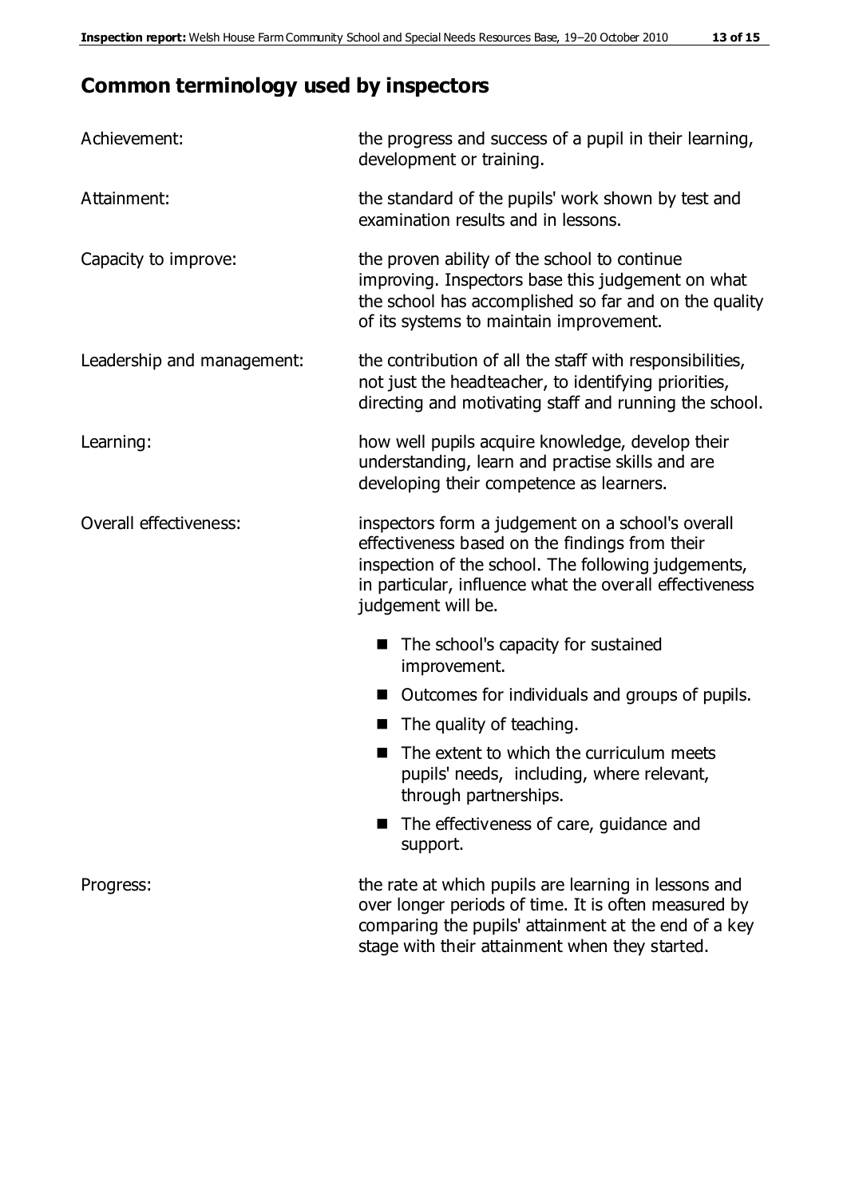## Common terminology used by inspectors

**Achievement:** the progress and success of a pupil in their learning, development or training.

**Attainment:** the standard of the pupils' work shown by test and examination results and in lessons.

**Capacity to improve:** the proven ability of the school to continue improving. Inspectors base this judgement on what the school has accomplished so far and on the quality of its systems to maintain improvement.

**Leadership and management:** the contribution of all the staff with responsibilities, not just the headteacher, to identifying priorities, directing and motivating staff and running the school.

**Learning:** how well pupils acquire knowledge, develop their understanding, learn and practise skills and are developing their competence as learners.

**Overall effectiveness:** inspectors form a judgement on a school's overall effectiveness based on the findings from their inspection of the school. The following judgements, in particular, influence what the overall effectiveness judgement will be.

- The school's capacity for sustained improvement.
- Outcomes for individuals and groups of pupils.
- The quality of teaching.
- The extent to which the curriculum meets pupils' needs, including, where relevant, through partnerships.
- The effectiveness of care, guidance and support.

**Progress:** the rate at which pupils are learning in lessons and over longer periods of time. It is often measured by comparing the pupils' attainment at the end of a key stage with their attainment when they started.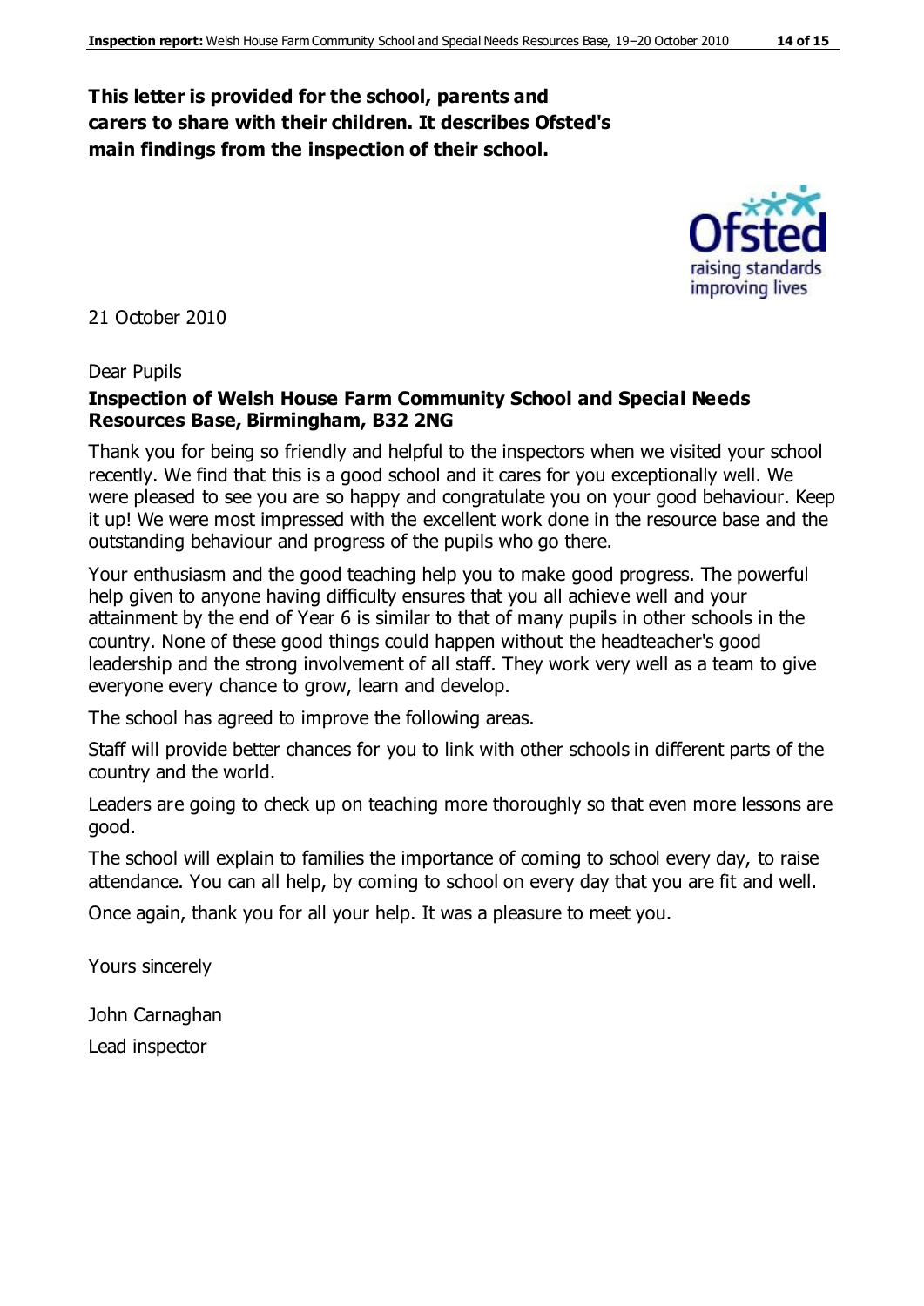**This letter is provided for the school, parents and carers to share with their children. It describes Ofsted's main findings from the inspection of their school.**

21 October 2010

Dear Pupils

**Inspection of Welsh House Farm Community School and Special Needs Resources Base, Birmingham, B32 2NG**

Thank you for being so friendly and helpful to the inspectors when we visited your school recently. We find that this is a good school and it cares for you exceptionally well. We were pleased to see you are so happy and congratulate you on your good behaviour. Keep it up! We were most impressed with the excellent work done in the resource base and the outstanding behaviour and progress of the pupils who go there.

Your enthusiasm and the good teaching help you to make good progress. The powerful help given to anyone having difficulty ensures that you all achieve well and your attainment by the end of Year 6 is similar to that of many pupils in other schools in the country. None of these good things could happen without the headteacher's good leadership and the strong involvement of all staff. They work very well as a team to give everyone every chance to grow, learn and develop.

The school has agreed to improve the following areas.

Staff will provide better chances for you to link with other schools in different parts of the country and the world.

Leaders are going to check up on teaching more thoroughly so that even more lessons are good.

The school will explain to families the importance of coming to school every day, to raise attendance. You can all help, by coming to school on every day that you are fit and well.

Once again, thank you for all your help. It was a pleasure to meet you.

Yours sincerely

John Carnaghan

Lead inspector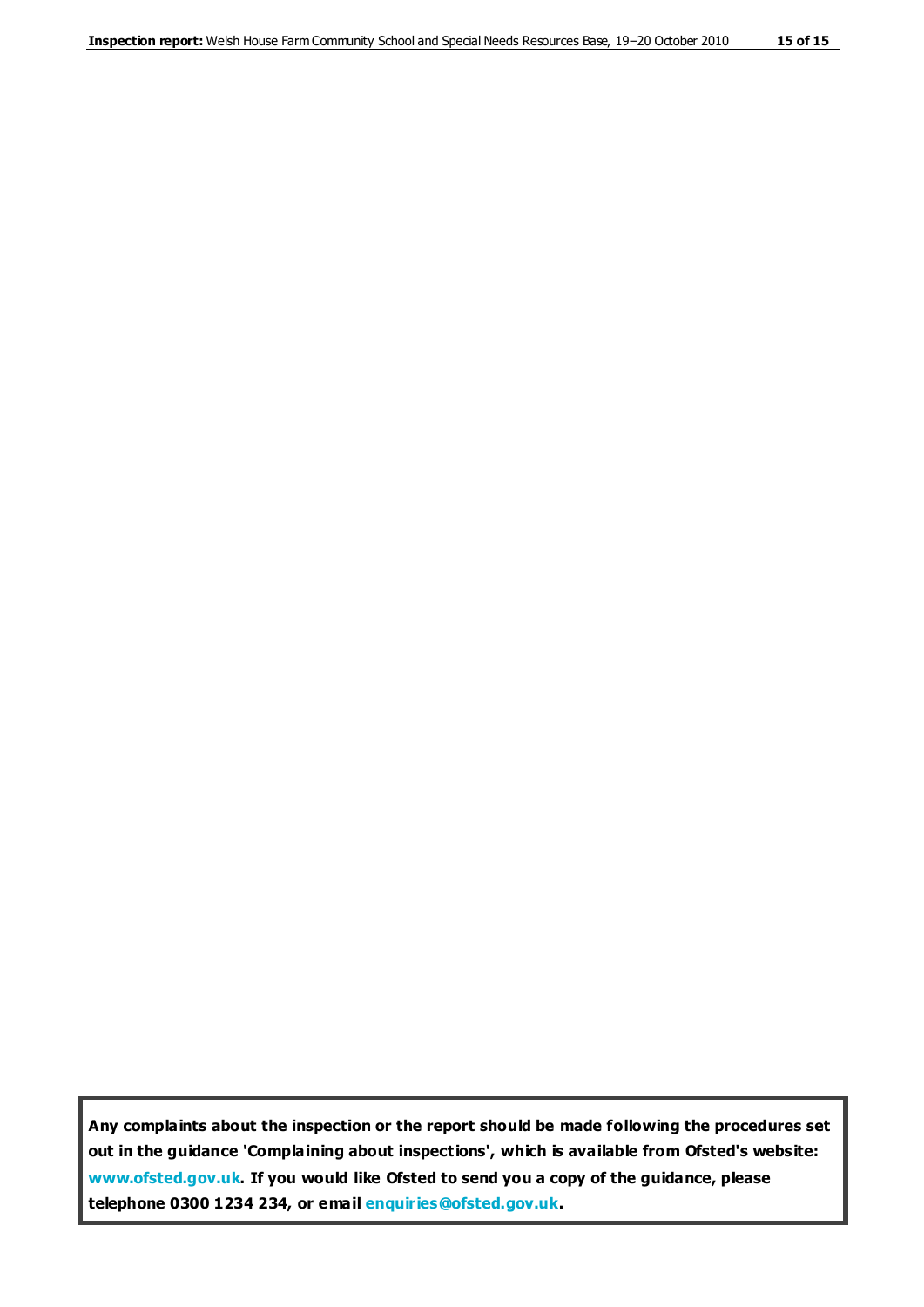**Any complaints about the inspection or the report should be made following the procedures set out in the guidance 'Complaining about inspections', which is available from Ofsted's website: www.ofsted.gov.uk. If you would like Ofsted to send you a copy of the guidance, please telephone 0300 1234 234, or email enquiries@ofsted.gov.uk.**